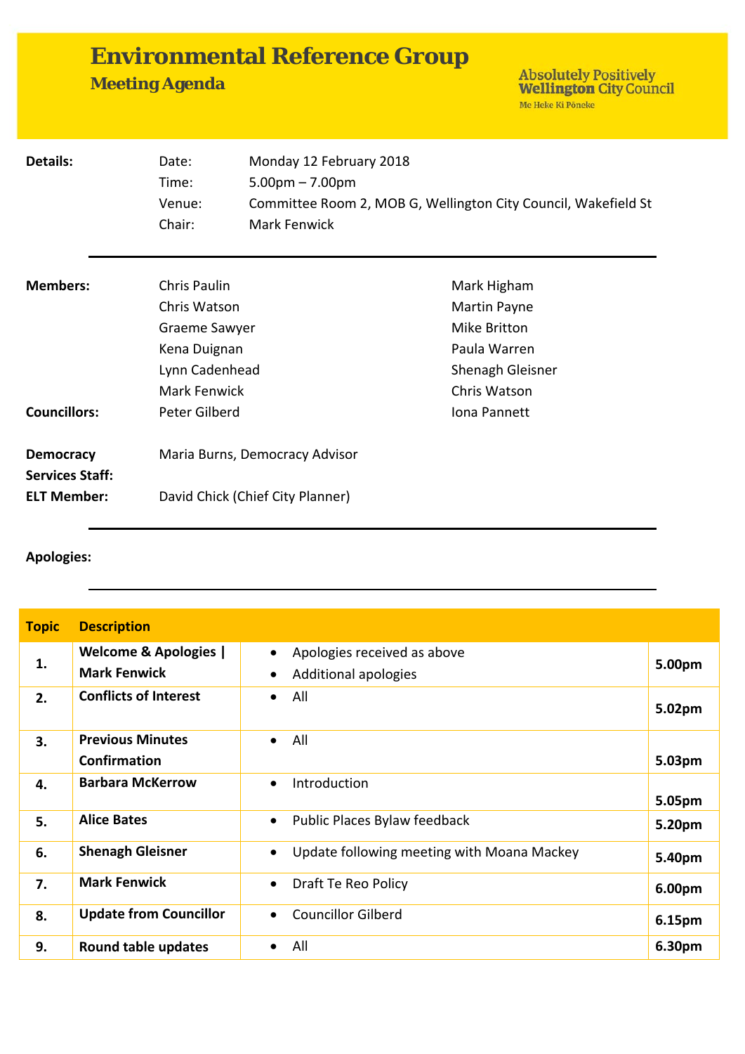# Environmental Reference Group

## Meeting Agenda

Absolutely Positively **Wellington** City Council
Me Heke Ki Pōneke

| **Details:** | Date: | Monday 12 February 2018 |
|---|---|---|
| | Time: | 5.00pm – 7.00pm |
| | Venue: | Committee Room 2, MOB G, Wellington City Council, Wakefield St |
| | Chair: | Mark Fenwick |

| | | |
|---|---|---|
| **Members:** | Chris Paulin | Mark Higham |
| | Chris Watson | Martin Payne |
| | Graeme Sawyer | Mike Britton |
| | Kena Duignan | Paula Warren |
| | Lynn Cadenhead | Shenagh Gleisner |
| | Mark Fenwick | Chris Watson |
| **Councillors:** | Peter Gilberd | Iona Pannett |
| **Democracy Services Staff:** | Maria Burns, Democracy Advisor | |
| **ELT Member:** | David Chick (Chief City Planner) | |

**Apologies:**

| Topic | Description | | |
|---|---|---|---|
| **1.** | **Welcome & Apologies \| Mark Fenwick** | • Apologies received as above<br>• Additional apologies | **5.00pm** |
| **2.** | **Conflicts of Interest** | • All | **5.02pm** |
| **3.** | **Previous Minutes Confirmation** | • All | **5.03pm** |
| **4.** | **Barbara McKerrow** | • Introduction | **5.05pm** |
| **5.** | **Alice Bates** | • Public Places Bylaw feedback | **5.20pm** |
| **6.** | **Shenagh Gleisner** | • Update following meeting with Moana Mackey | **5.40pm** |
| **7.** | **Mark Fenwick** | • Draft Te Reo Policy | **6.00pm** |
| **8.** | **Update from Councillor** | • Councillor Gilberd | **6.15pm** |
| **9.** | **Round table updates** | • All | **6.30pm** |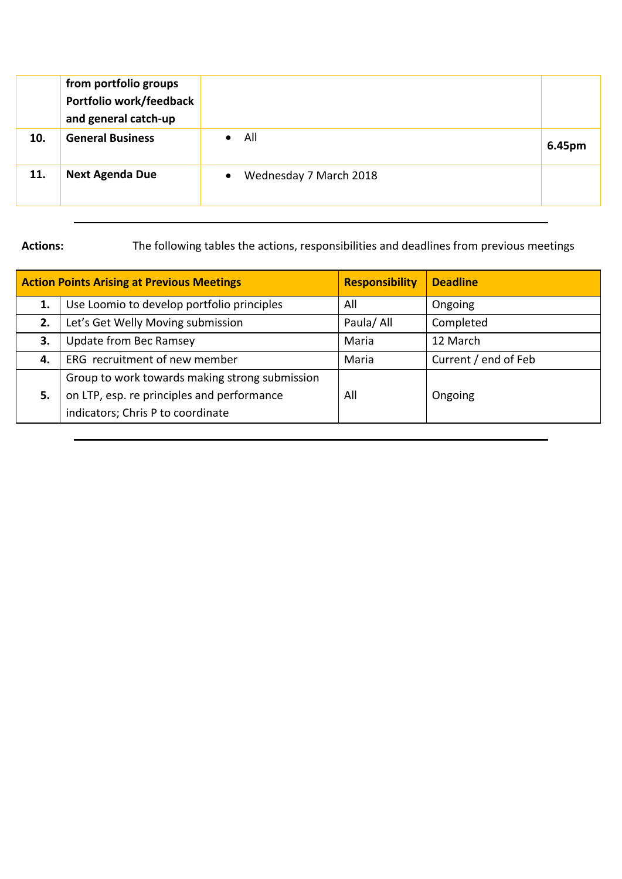|  |  |  |  |
|---|---|---|---|
|  | **from portfolio groups Portfolio work/feedback and general catch-up** |  |  |
| **10.** | **General Business** | • All | **6.45pm** |
| **11.** | **Next Agenda Due** | • Wednesday 7 March 2018 |  |

---

**Actions:** The following tables the actions, responsibilities and deadlines from previous meetings

| **Action Points Arising at Previous Meetings** | | **Responsibility** | **Deadline** |
|---|---|---|---|
| **1.** | Use Loomio to develop portfolio principles | All | Ongoing |
| **2.** | Let's Get Welly Moving submission | Paula/ All | Completed |
| **3.** | Update from Bec Ramsey | Maria | 12 March |
| **4.** | ERG recruitment of new member | Maria | Current / end of Feb |
| **5.** | Group to work towards making strong submission on LTP, esp. re principles and performance indicators; Chris P to coordinate | All | Ongoing |

---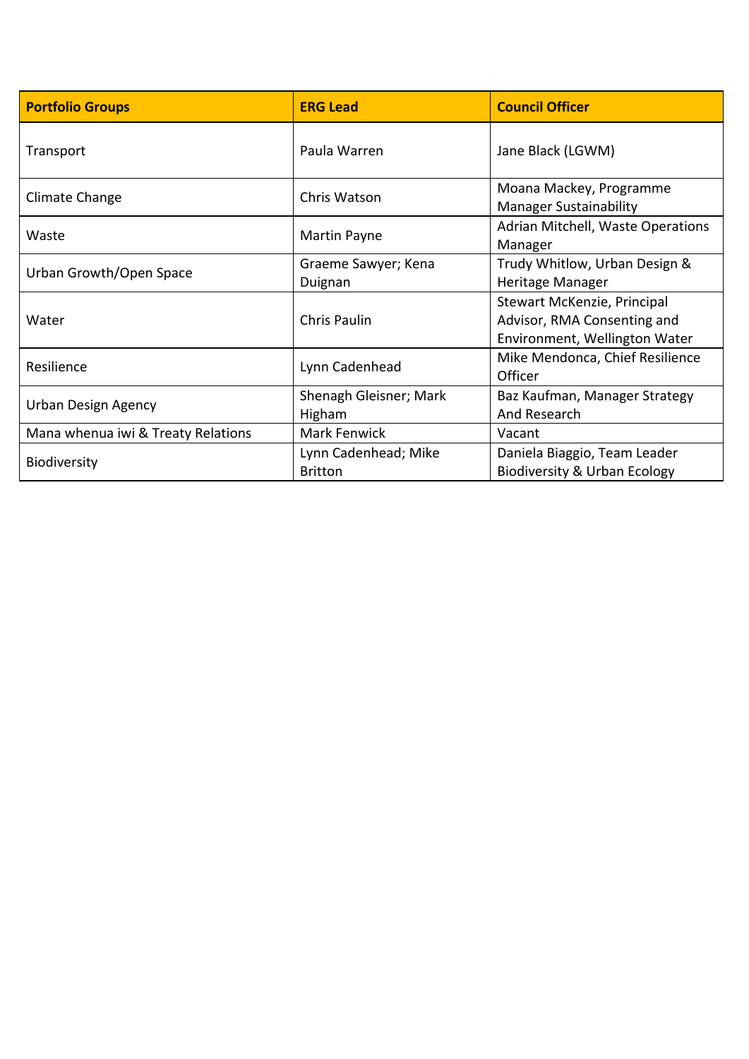| Portfolio Groups | ERG Lead | Council Officer |
|---|---|---|
| Transport | Paula Warren | Jane Black (LGWM) |
| Climate Change | Chris Watson | Moana Mackey, Programme Manager Sustainability |
| Waste | Martin Payne | Adrian Mitchell, Waste Operations Manager |
| Urban Growth/Open Space | Graeme Sawyer; Kena Duignan | Trudy Whitlow, Urban Design & Heritage Manager |
| Water | Chris Paulin | Stewart McKenzie, Principal Advisor, RMA Consenting and Environment, Wellington Water |
| Resilience | Lynn Cadenhead | Mike Mendonca, Chief Resilience Officer |
| Urban Design Agency | Shenagh Gleisner; Mark Higham | Baz Kaufman, Manager Strategy And Research |
| Mana whenua iwi & Treaty Relations | Mark Fenwick | Vacant |
| Biodiversity | Lynn Cadenhead; Mike Britton | Daniela Biaggio, Team Leader Biodiversity & Urban Ecology |